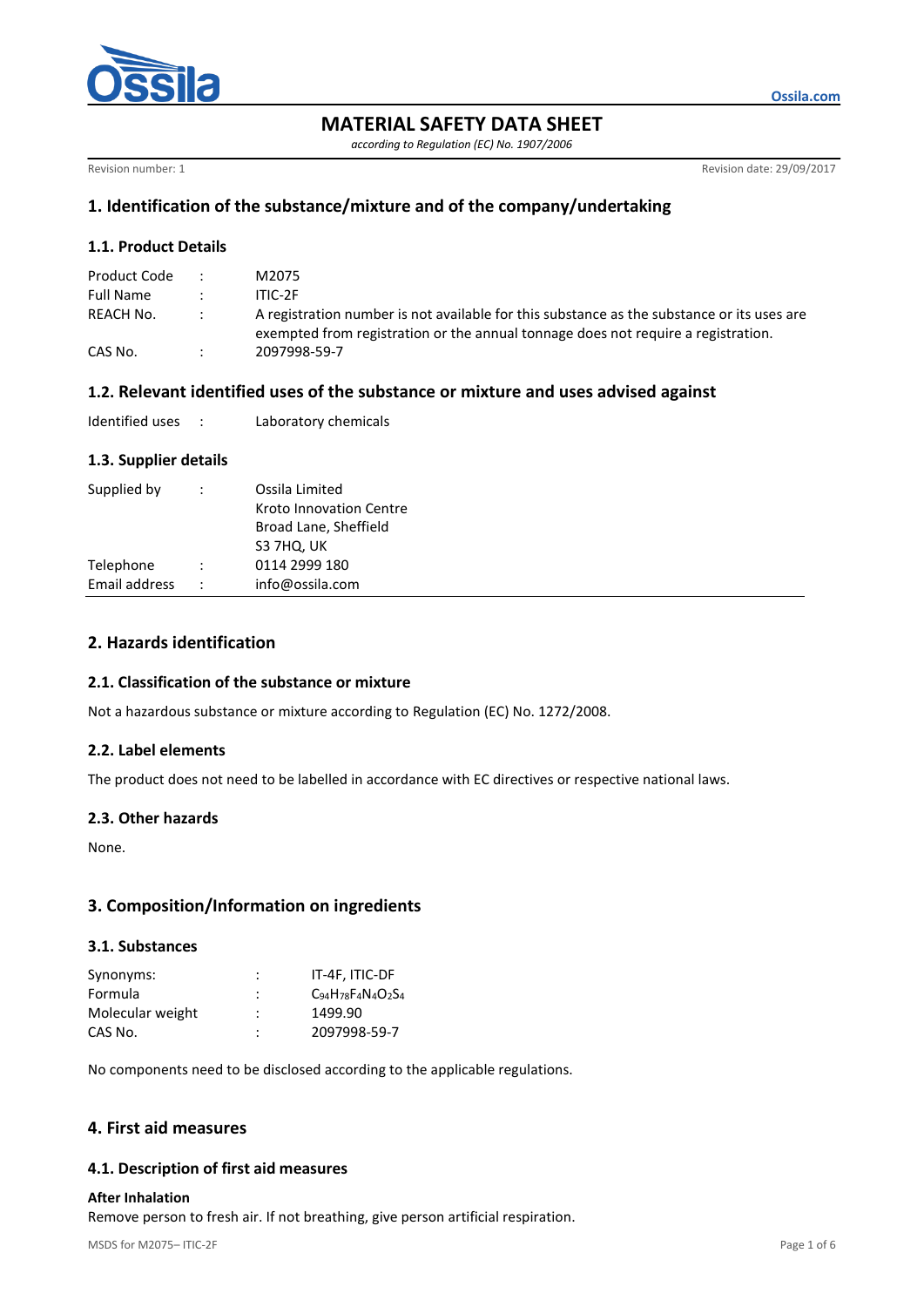# MATERIAL SAFETY DATA SHEET

*according to Regulation (EC) No. 1907/2006*

Revision number: 1 | Revision date: 29/09/2017

## 1. Identification of the substance/mixture and of the company/undertaking

### 1.1. Product Details

| | | |
|---|---|---|
| Product Code | : | M2075 |
| Full Name | : | ITIC-2F |
| REACH No. | : | A registration number is not available for this substance as the substance or its uses are exempted from registration or the annual tonnage does not require a registration. |
| CAS No. | : | 2097998-59-7 |

### 1.2. Relevant identified uses of the substance or mixture and uses advised against

| | | |
|---|---|---|
| Identified uses | : | Laboratory chemicals |

### 1.3. Supplier details

| | | |
|---|---|---|
| Supplied by | : | Ossila Limited<br>Kroto Innovation Centre<br>Broad Lane, Sheffield<br>S3 7HQ, UK |
| Telephone | : | 0114 2999 180 |
| Email address | : | info@ossila.com |

## 2. Hazards identification

### 2.1. Classification of the substance or mixture

Not a hazardous substance or mixture according to Regulation (EC) No. 1272/2008.

### 2.2. Label elements

The product does not need to be labelled in accordance with EC directives or respective national laws.

### 2.3. Other hazards

None.

## 3. Composition/Information on ingredients

### 3.1. Substances

| | | |
|---|---|---|
| Synonyms: | : | IT-4F, ITIC-DF |
| Formula | : | $C_{94}H_{78}F_4N_4O_2S_4$ |
| Molecular weight | : | 1499.90 |
| CAS No. | : | 2097998-59-7 |

No components need to be disclosed according to the applicable regulations.

## 4. First aid measures

### 4.1. Description of first aid measures

**After Inhalation**

Remove person to fresh air. If not breathing, give person artificial respiration.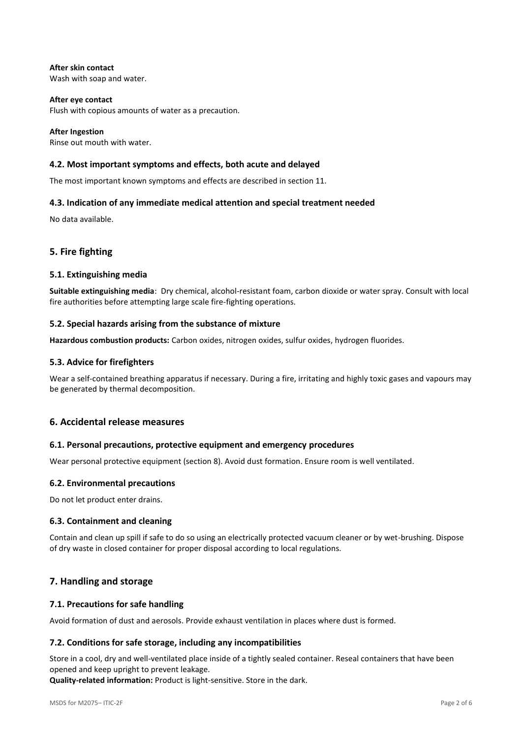**After skin contact**
Wash with soap and water.

**After eye contact**
Flush with copious amounts of water as a precaution.

**After Ingestion**
Rinse out mouth with water.

### 4.2. Most important symptoms and effects, both acute and delayed

The most important known symptoms and effects are described in section 11.

### 4.3. Indication of any immediate medical attention and special treatment needed

No data available.

## 5. Fire fighting

### 5.1. Extinguishing media

**Suitable extinguishing media**: Dry chemical, alcohol-resistant foam, carbon dioxide or water spray. Consult with local fire authorities before attempting large scale fire-fighting operations.

### 5.2. Special hazards arising from the substance of mixture

**Hazardous combustion products:** Carbon oxides, nitrogen oxides, sulfur oxides, hydrogen fluorides.

### 5.3. Advice for firefighters

Wear a self-contained breathing apparatus if necessary. During a fire, irritating and highly toxic gases and vapours may be generated by thermal decomposition.

## 6. Accidental release measures

### 6.1. Personal precautions, protective equipment and emergency procedures

Wear personal protective equipment (section 8). Avoid dust formation. Ensure room is well ventilated.

### 6.2. Environmental precautions

Do not let product enter drains.

### 6.3. Containment and cleaning

Contain and clean up spill if safe to do so using an electrically protected vacuum cleaner or by wet-brushing. Dispose of dry waste in closed container for proper disposal according to local regulations.

## 7. Handling and storage

### 7.1. Precautions for safe handling

Avoid formation of dust and aerosols. Provide exhaust ventilation in places where dust is formed.

### 7.2. Conditions for safe storage, including any incompatibilities

Store in a cool, dry and well-ventilated place inside of a tightly sealed container. Reseal containers that have been opened and keep upright to prevent leakage.
**Quality-related information:** Product is light-sensitive. Store in the dark.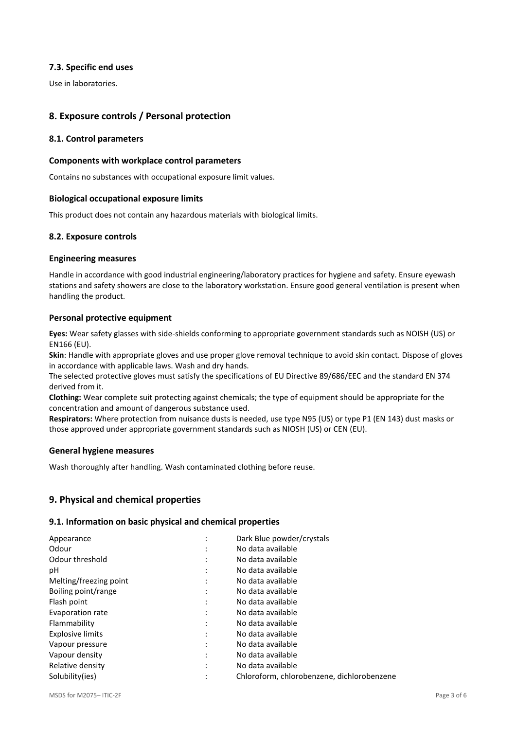### 7.3. Specific end uses

Use in laboratories.

## 8. Exposure controls / Personal protection

### 8.1. Control parameters

### Components with workplace control parameters

Contains no substances with occupational exposure limit values.

### Biological occupational exposure limits

This product does not contain any hazardous materials with biological limits.

### 8.2. Exposure controls

### Engineering measures

Handle in accordance with good industrial engineering/laboratory practices for hygiene and safety. Ensure eyewash stations and safety showers are close to the laboratory workstation. Ensure good general ventilation is present when handling the product.

### Personal protective equipment

**Eyes:** Wear safety glasses with side-shields conforming to appropriate government standards such as NOISH (US) or EN166 (EU).

**Skin**: Handle with appropriate gloves and use proper glove removal technique to avoid skin contact. Dispose of gloves in accordance with applicable laws. Wash and dry hands.

The selected protective gloves must satisfy the specifications of EU Directive 89/686/EEC and the standard EN 374 derived from it.

**Clothing:** Wear complete suit protecting against chemicals; the type of equipment should be appropriate for the concentration and amount of dangerous substance used.

**Respirators:** Where protection from nuisance dusts is needed, use type N95 (US) or type P1 (EN 143) dust masks or those approved under appropriate government standards such as NIOSH (US) or CEN (EU).

### General hygiene measures

Wash thoroughly after handling. Wash contaminated clothing before reuse.

## 9. Physical and chemical properties

### 9.1. Information on basic physical and chemical properties

| Property | | Value |
|---|---|---|
| Appearance | : | Dark Blue powder/crystals |
| Odour | : | No data available |
| Odour threshold | : | No data available |
| pH | : | No data available |
| Melting/freezing point | : | No data available |
| Boiling point/range | : | No data available |
| Flash point | : | No data available |
| Evaporation rate | : | No data available |
| Flammability | : | No data available |
| Explosive limits | : | No data available |
| Vapour pressure | : | No data available |
| Vapour density | : | No data available |
| Relative density | : | No data available |
| Solubility(ies) | : | Chloroform, chlorobenzene, dichlorobenzene |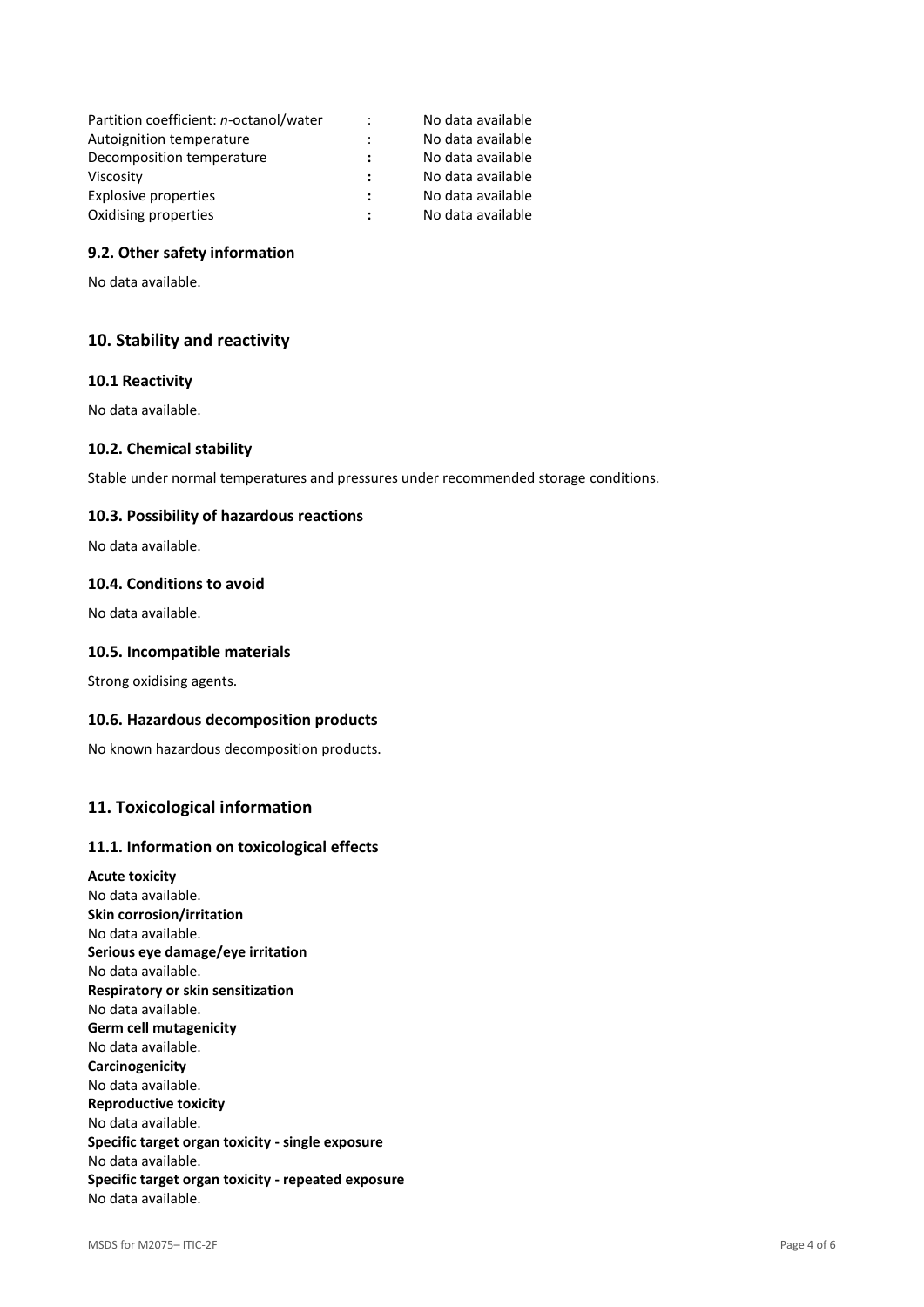| Property | | Value |
|---|---|---|
| Partition coefficient: *n*-octanol/water | : | No data available |
| Autoignition temperature | : | No data available |
| Decomposition temperature | : | No data available |
| Viscosity | : | No data available |
| Explosive properties | : | No data available |
| Oxidising properties | : | No data available |

### 9.2. Other safety information

No data available.

## 10. Stability and reactivity

### 10.1 Reactivity

No data available.

### 10.2. Chemical stability

Stable under normal temperatures and pressures under recommended storage conditions.

### 10.3. Possibility of hazardous reactions

No data available.

### 10.4. Conditions to avoid

No data available.

### 10.5. Incompatible materials

Strong oxidising agents.

### 10.6. Hazardous decomposition products

No known hazardous decomposition products.

## 11. Toxicological information

### 11.1. Information on toxicological effects

**Acute toxicity**
No data available.
**Skin corrosion/irritation**
No data available.
**Serious eye damage/eye irritation**
No data available.
**Respiratory or skin sensitization**
No data available.
**Germ cell mutagenicity**
No data available.
**Carcinogenicity**
No data available.
**Reproductive toxicity**
No data available.
**Specific target organ toxicity - single exposure**
No data available.
**Specific target organ toxicity - repeated exposure**
No data available.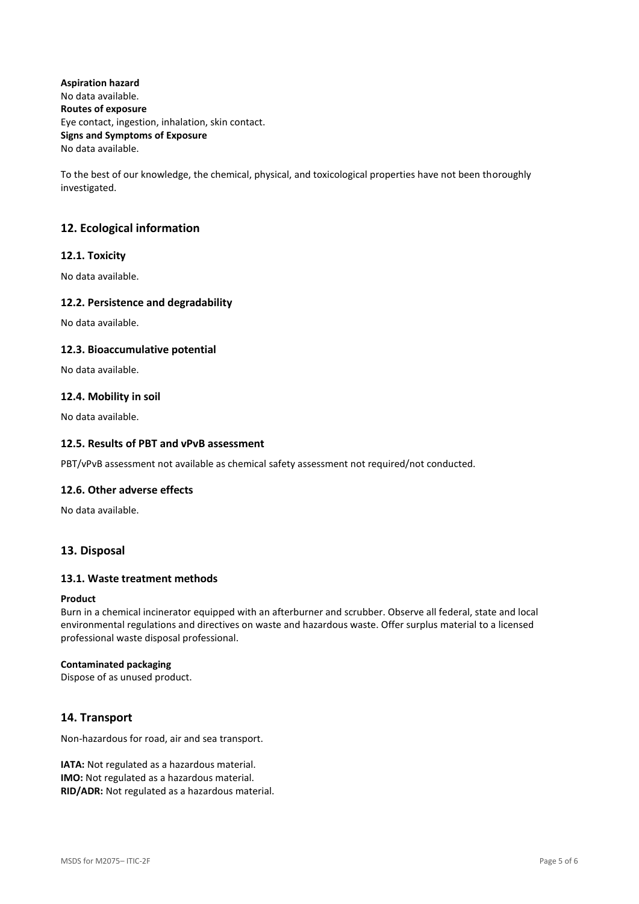**Aspiration hazard**
No data available.
**Routes of exposure**
Eye contact, ingestion, inhalation, skin contact.
**Signs and Symptoms of Exposure**
No data available.

To the best of our knowledge, the chemical, physical, and toxicological properties have not been thoroughly investigated.

## 12. Ecological information

### 12.1. Toxicity

No data available.

### 12.2. Persistence and degradability

No data available.

### 12.3. Bioaccumulative potential

No data available.

### 12.4. Mobility in soil

No data available.

### 12.5. Results of PBT and vPvB assessment

PBT/vPvB assessment not available as chemical safety assessment not required/not conducted.

### 12.6. Other adverse effects

No data available.

## 13. Disposal

### 13.1. Waste treatment methods

**Product**
Burn in a chemical incinerator equipped with an afterburner and scrubber. Observe all federal, state and local environmental regulations and directives on waste and hazardous waste. Offer surplus material to a licensed professional waste disposal professional.

**Contaminated packaging**
Dispose of as unused product.

## 14. Transport

Non-hazardous for road, air and sea transport.

**IATA:** Not regulated as a hazardous material.
**IMO:** Not regulated as a hazardous material.
**RID/ADR:** Not regulated as a hazardous material.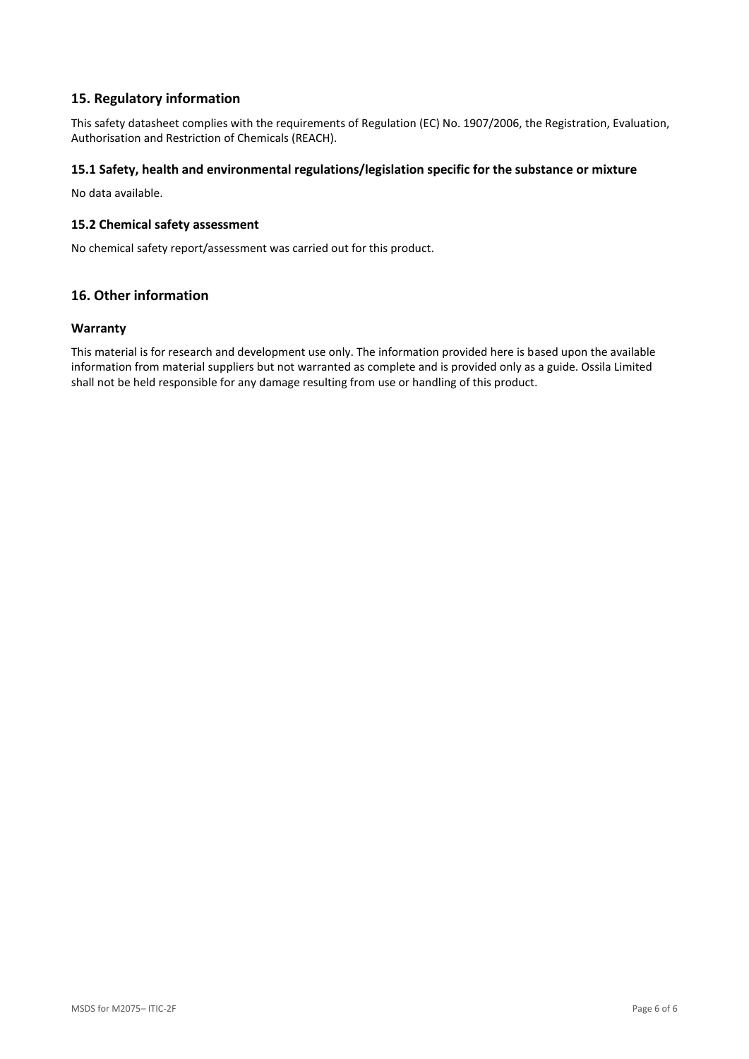## 15. Regulatory information

This safety datasheet complies with the requirements of Regulation (EC) No. 1907/2006, the Registration, Evaluation, Authorisation and Restriction of Chemicals (REACH).

### 15.1 Safety, health and environmental regulations/legislation specific for the substance or mixture

No data available.

### 15.2 Chemical safety assessment

No chemical safety report/assessment was carried out for this product.

## 16. Other information

### Warranty

This material is for research and development use only. The information provided here is based upon the available information from material suppliers but not warranted as complete and is provided only as a guide. Ossila Limited shall not be held responsible for any damage resulting from use or handling of this product.